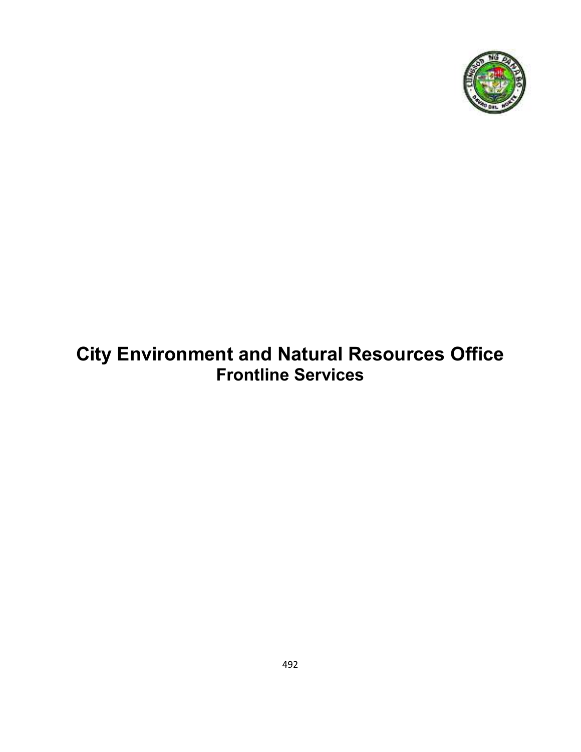# City Environment and Natural Resources Office

## Frontline Services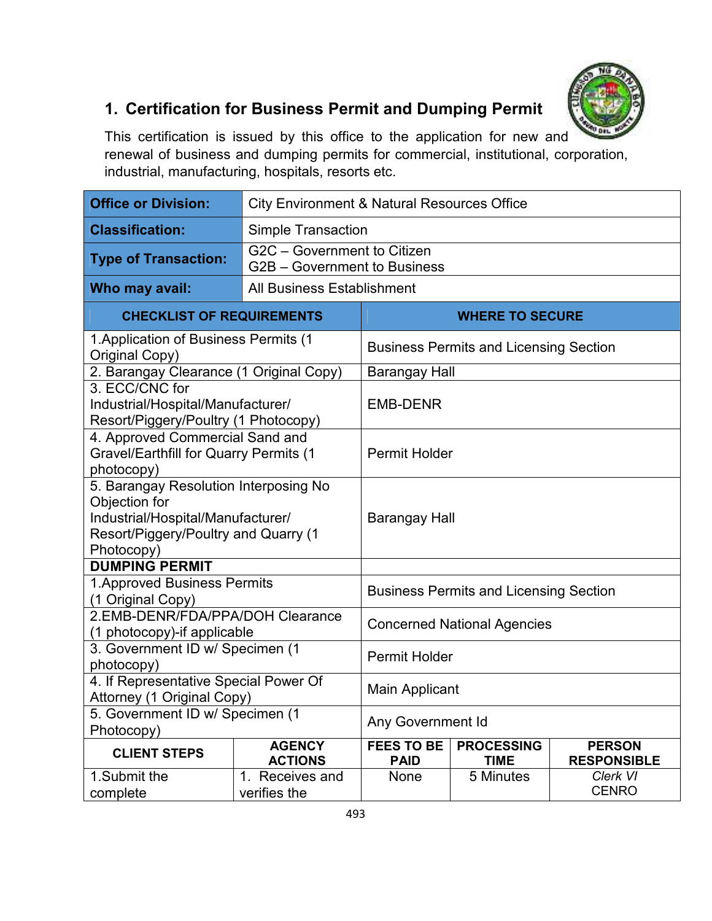## 1. Certification for Business Permit and Dumping Permit

This certification is issued by this office to the application for new and renewal of business and dumping permits for commercial, institutional, corporation, industrial, manufacturing, hospitals, resorts etc.

| **Office or Division:** | City Environment & Natural Resources Office |
|---|---|
| **Classification:** | Simple Transaction |
| **Type of Transaction:** | G2C – Government to Citizen<br>G2B – Government to Business |
| **Who may avail:** | All Business Establishment |

| CHECKLIST OF REQUIREMENTS | WHERE TO SECURE |
|---|---|
| 1.Application of Business Permits (1 Original Copy) | Business Permits and Licensing Section |
| 2. Barangay Clearance (1 Original Copy) | Barangay Hall |
| 3. ECC/CNC for Industrial/Hospital/Manufacturer/ Resort/Piggery/Poultry (1 Photocopy) | EMB-DENR |
| 4. Approved Commercial Sand and Gravel/Earthfill for Quarry Permits (1 photocopy) | Permit Holder |
| 5. Barangay Resolution Interposing No Objection for Industrial/Hospital/Manufacturer/ Resort/Piggery/Poultry and Quarry (1 Photocopy) | Barangay Hall |
| **DUMPING PERMIT** | |
| 1.Approved Business Permits (1 Original Copy) | Business Permits and Licensing Section |
| 2.EMB-DENR/FDA/PPA/DOH Clearance (1 photocopy)-if applicable | Concerned National Agencies |
| 3. Government ID w/ Specimen (1 photocopy) | Permit Holder |
| 4. If Representative Special Power Of Attorney (1 Original Copy) | Main Applicant |
| 5. Government ID w/ Specimen (1 Photocopy) | Any Government Id |

| CLIENT STEPS | AGENCY ACTIONS | FEES TO BE PAID | PROCESSING TIME | PERSON RESPONSIBLE |
|---|---|---|---|---|
| 1.Submit the complete | 1. Receives and verifies the | None | 5 Minutes | *Clerk VI*<br>CENRO |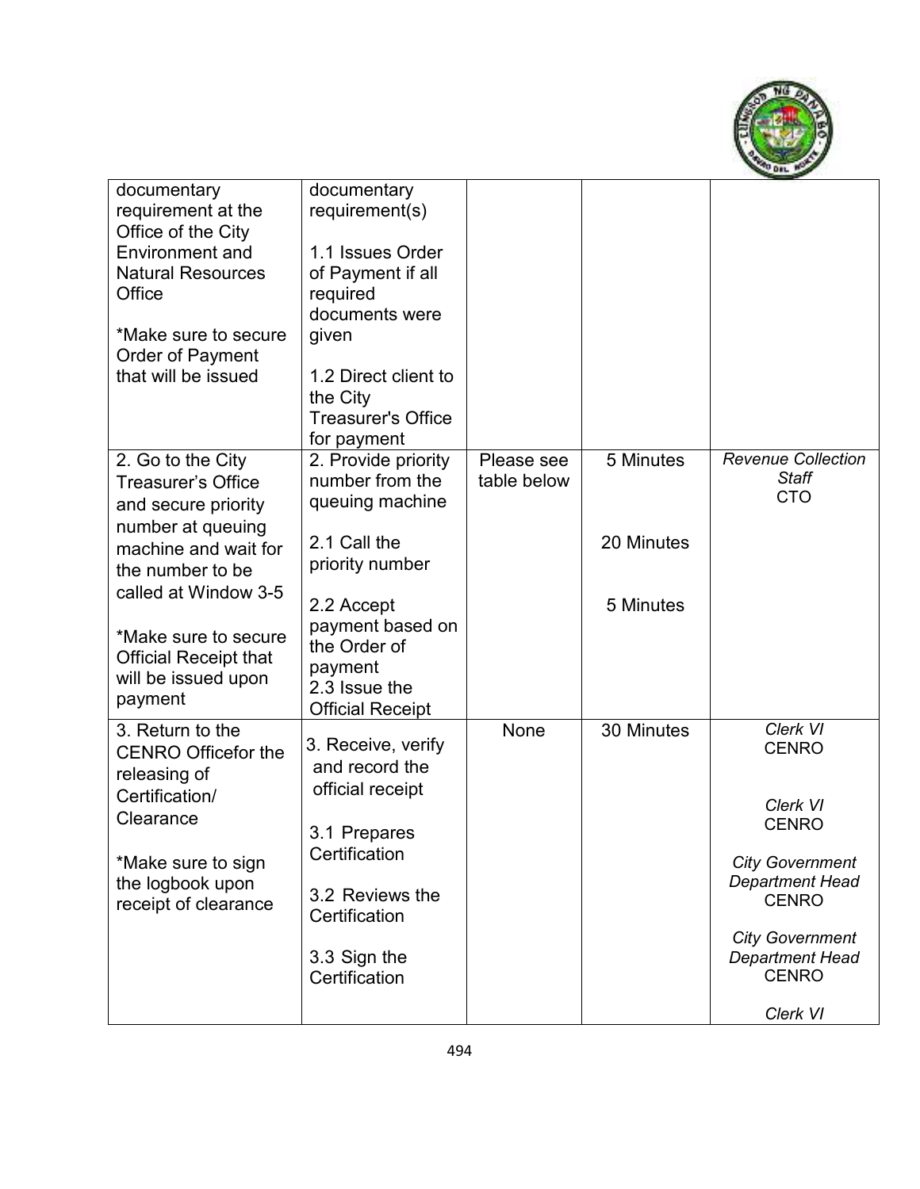| | | | | |
|---|---|---|---|---|
| documentary requirement at the Office of the City Environment and Natural Resources Office<br><br>*Make sure to secure Order of Payment that will be issued | documentary requirement(s)<br><br>1.1 Issues Order of Payment if all required documents were given<br><br>1.2 Direct client to the City Treasurer's Office for payment | | | |
| 2. Go to the City Treasurer's Office and secure priority number at queuing machine and wait for the number to be called at Window 3-5<br><br>*Make sure to secure Official Receipt that will be issued upon payment | 2. Provide priority number from the queuing machine<br><br>2.1 Call the priority number<br><br>2.2 Accept payment based on the Order of payment<br>2.3 Issue the Official Receipt | Please see table below | 5 Minutes<br><br>20 Minutes<br><br>5 Minutes | *Revenue Collection Staff*<br>CTO |
| 3. Return to the CENRO Officefor the releasing of Certification/ Clearance<br><br>*Make sure to sign the logbook upon receipt of clearance | 3. Receive, verify and record the official receipt<br><br>3.1 Prepares Certification<br><br>3.2 Reviews the Certification<br><br>3.3 Sign the Certification | None | 30 Minutes | *Clerk VI*<br>CENRO<br><br>*Clerk VI*<br>CENRO<br><br>*City Government Department Head*<br>CENRO<br><br>*City Government Department Head*<br>CENRO<br><br>*Clerk VI* |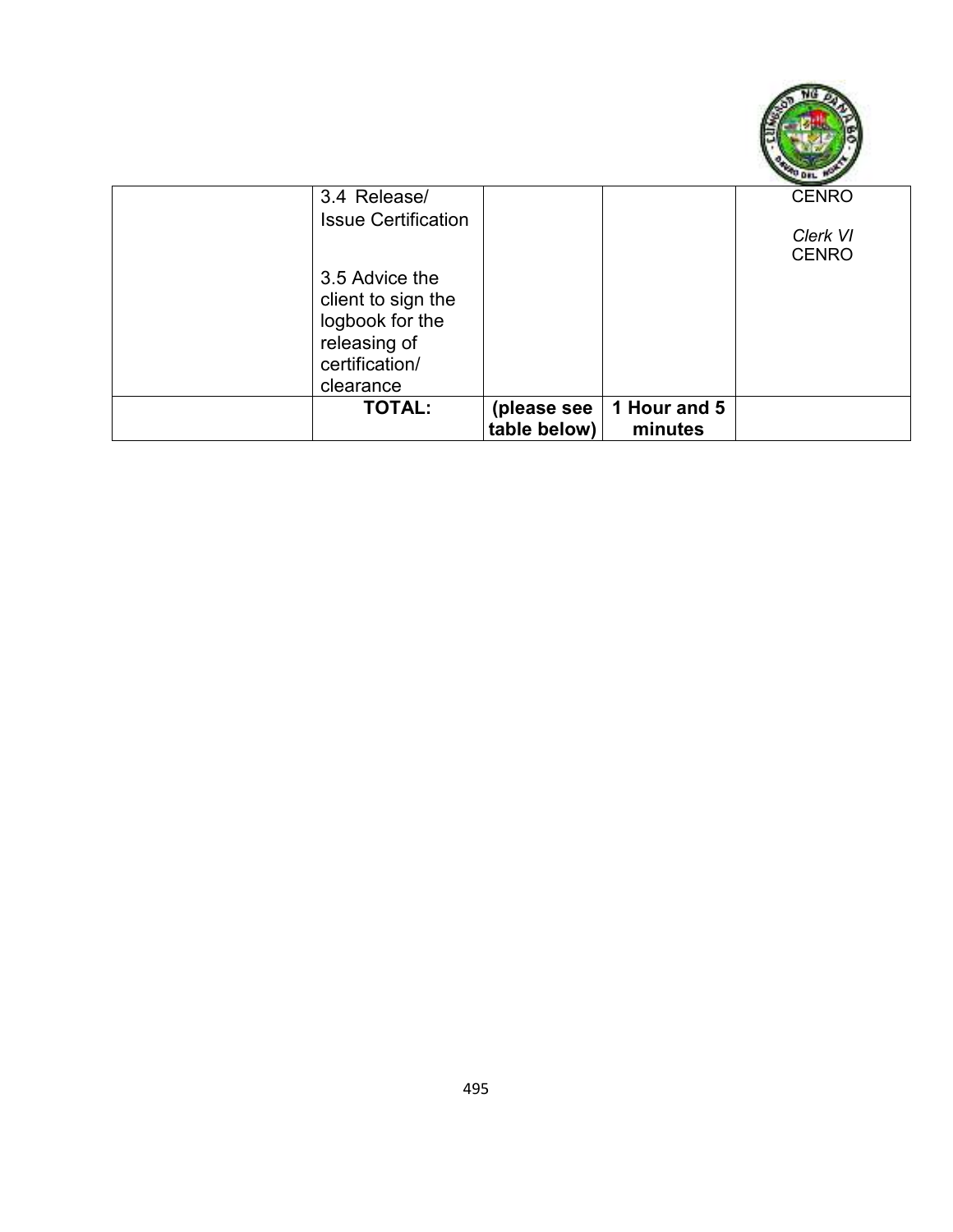| | | | | |
|---|---|---|---|---|
| | 3.4 Release/ Issue Certification<br><br>3.5 Advice the client to sign the logbook for the releasing of certification/ clearance | | | CENRO<br><br>*Clerk VI* CENRO |
| | **TOTAL:** | **(please see table below)** | **1 Hour and 5 minutes** | |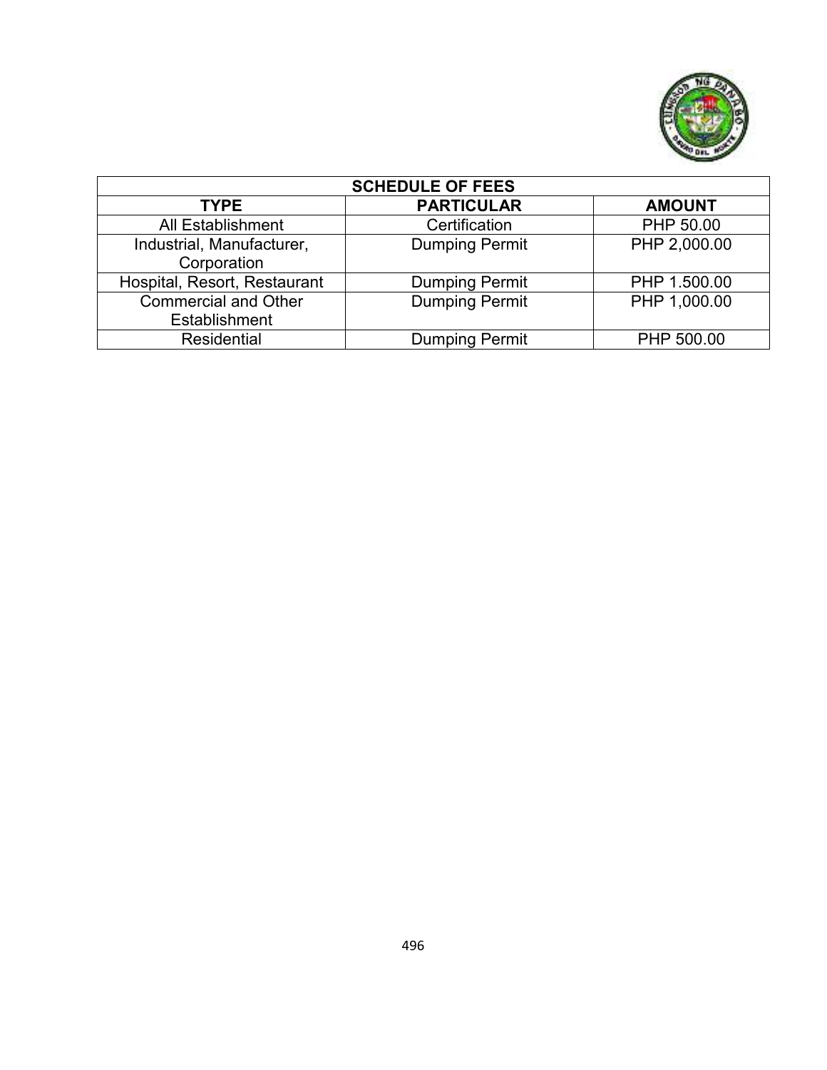| SCHEDULE OF FEES | | |
|---|---|---|
| **TYPE** | **PARTICULAR** | **AMOUNT** |
| All Establishment | Certification | PHP 50.00 |
| Industrial, Manufacturer, Corporation | Dumping Permit | PHP 2,000.00 |
| Hospital, Resort, Restaurant | Dumping Permit | PHP 1.500.00 |
| Commercial and Other Establishment | Dumping Permit | PHP 1,000.00 |
| Residential | Dumping Permit | PHP 500.00 |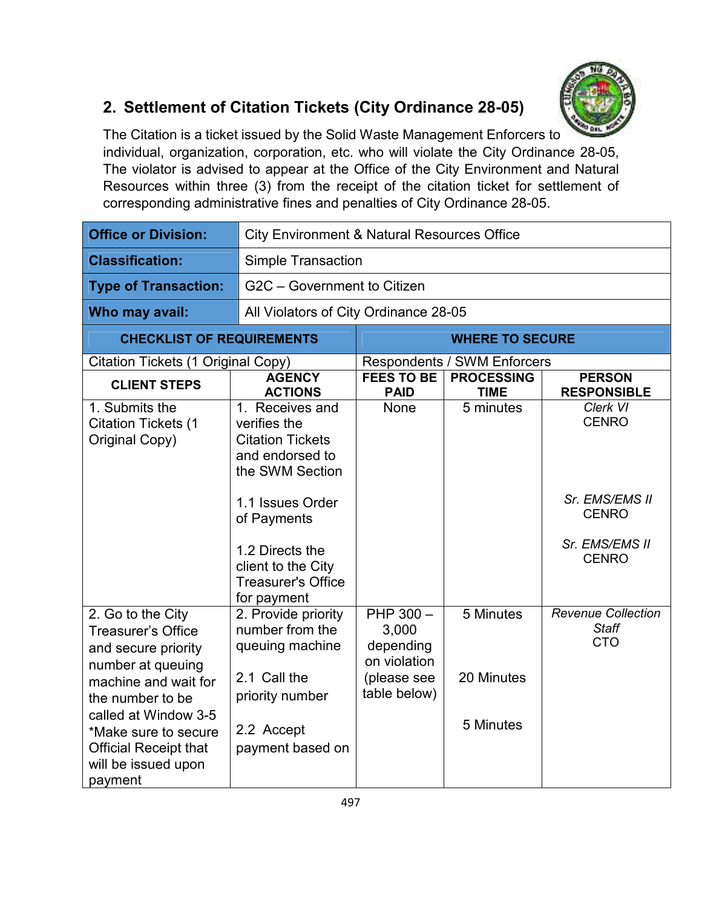## 2. Settlement of Citation Tickets (City Ordinance 28-05)

The Citation is a ticket issued by the Solid Waste Management Enforcers to individual, organization, corporation, etc. who will violate the City Ordinance 28-05, The violator is advised to appear at the Office of the City Environment and Natural Resources within three (3) from the receipt of the citation ticket for settlement of corresponding administrative fines and penalties of City Ordinance 28-05.

| **Office or Division:** | City Environment & Natural Resources Office |
|---|---|
| **Classification:** | Simple Transaction |
| **Type of Transaction:** | G2C – Government to Citizen |
| **Who may avail:** | All Violators of City Ordinance 28-05 |

| **CHECKLIST OF REQUIREMENTS** | **WHERE TO SECURE** |
|---|---|
| Citation Tickets (1 Original Copy) | Respondents / SWM Enforcers |

| **CLIENT STEPS** | **AGENCY ACTIONS** | **FEES TO BE PAID** | **PROCESSING TIME** | **PERSON RESPONSIBLE** |
|---|---|---|---|---|
| 1. Submits the Citation Tickets (1 Original Copy) | 1. Receives and verifies the Citation Tickets and endorsed to the SWM Section | None | 5 minutes | *Clerk VI* CENRO |
| | 1.1 Issues Order of Payments | | | *Sr. EMS/EMS II* CENRO |
| | 1.2 Directs the client to the City Treasurer's Office for payment | | | *Sr. EMS/EMS II* CENRO |
| 2. Go to the City Treasurer's Office and secure priority number at queuing machine and wait for the number to be called at Window 3-5 *Make sure to secure Official Receipt that will be issued upon payment | 2. Provide priority number from the queuing machine | PHP 300 – 3,000 depending on violation (please see table below) | 5 Minutes | *Revenue Collection Staff* CTO |
| | 2.1 Call the priority number | | 20 Minutes | |
| | 2.2 Accept payment based on | | 5 Minutes | |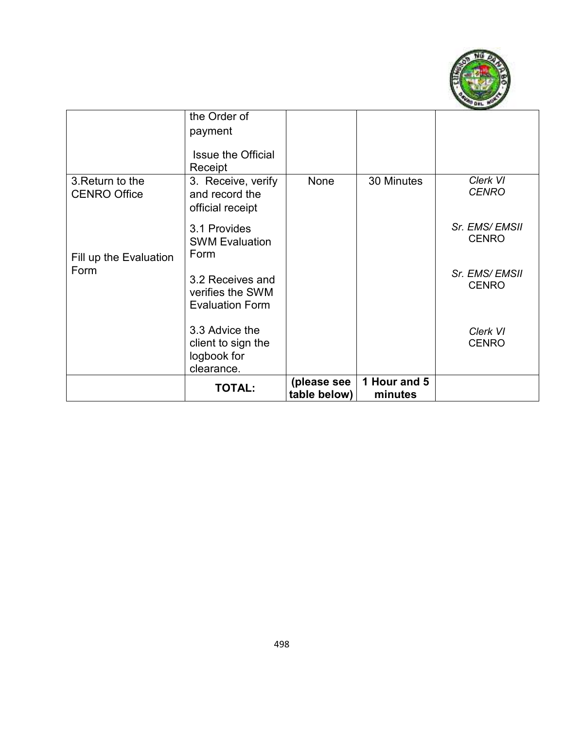| | | | | |
|---|---|---|---|---|
| | the Order of payment<br><br>Issue the Official Receipt | | | |
| 3.Return to the CENRO Office<br><br>Fill up the Evaluation Form | 3. Receive, verify and record the official receipt<br><br>3.1 Provides SWM Evaluation Form<br><br>3.2 Receives and verifies the SWM Evaluation Form<br><br>3.3 Advice the client to sign the logbook for clearance. | None | 30 Minutes | *Clerk VI CENRO*<br><br>*Sr. EMS/ EMSII* CENRO<br><br>*Sr. EMS/ EMSII* CENRO<br><br>*Clerk VI* CENRO |
| | **TOTAL:** | **(please see table below)** | **1 Hour and 5 minutes** | |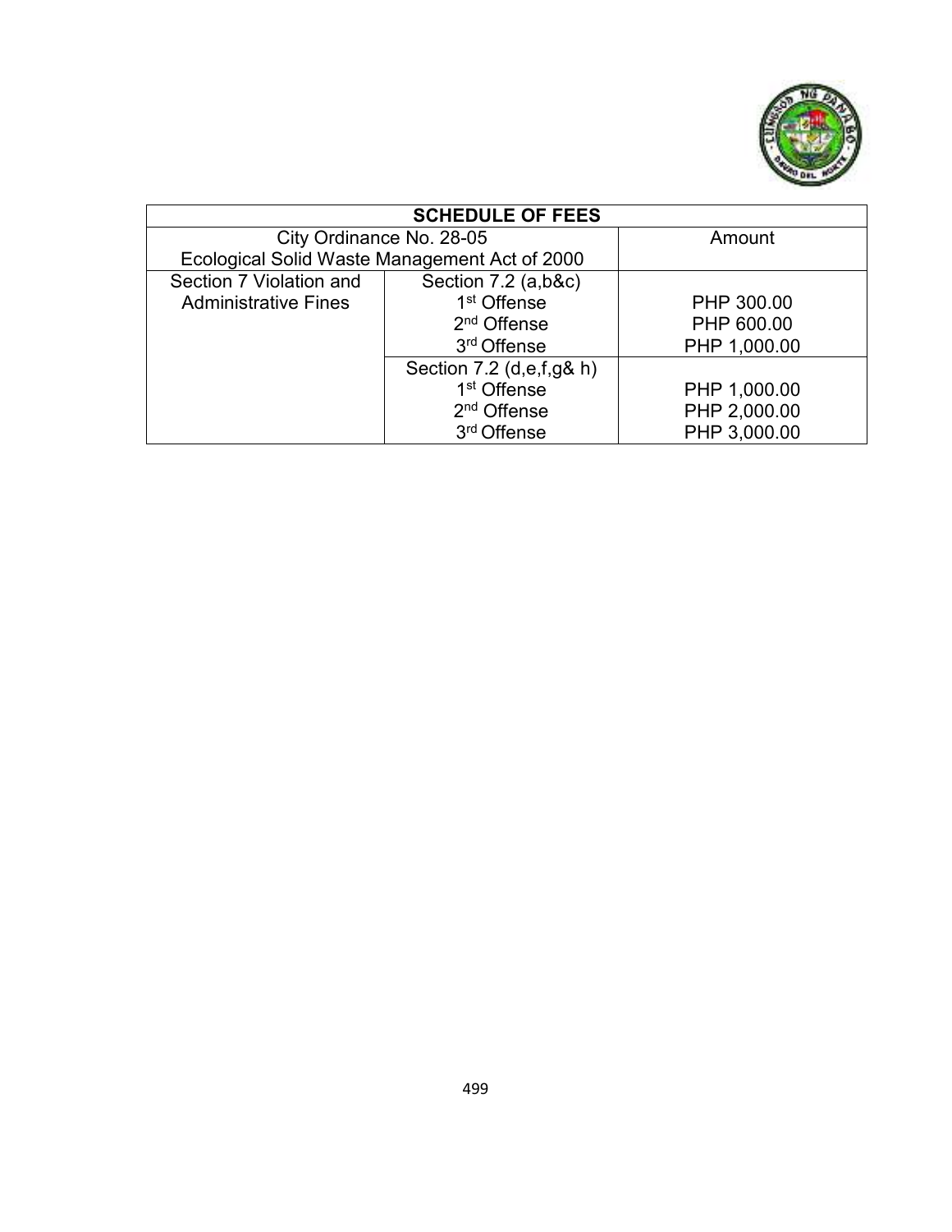| SCHEDULE OF FEES | | |
|---|---|---|
| City Ordinance No. 28-05<br>Ecological Solid Waste Management Act of 2000 | | Amount |
| Section 7 Violation and Administrative Fines | Section 7.2 (a,b&c)<br>1st Offense<br>2nd Offense<br>3rd Offense | <br>PHP 300.00<br>PHP 600.00<br>PHP 1,000.00 |
| | Section 7.2 (d,e,f,g& h)<br>1st Offense<br>2nd Offense<br>3rd Offense | <br>PHP 1,000.00<br>PHP 2,000.00<br>PHP 3,000.00 |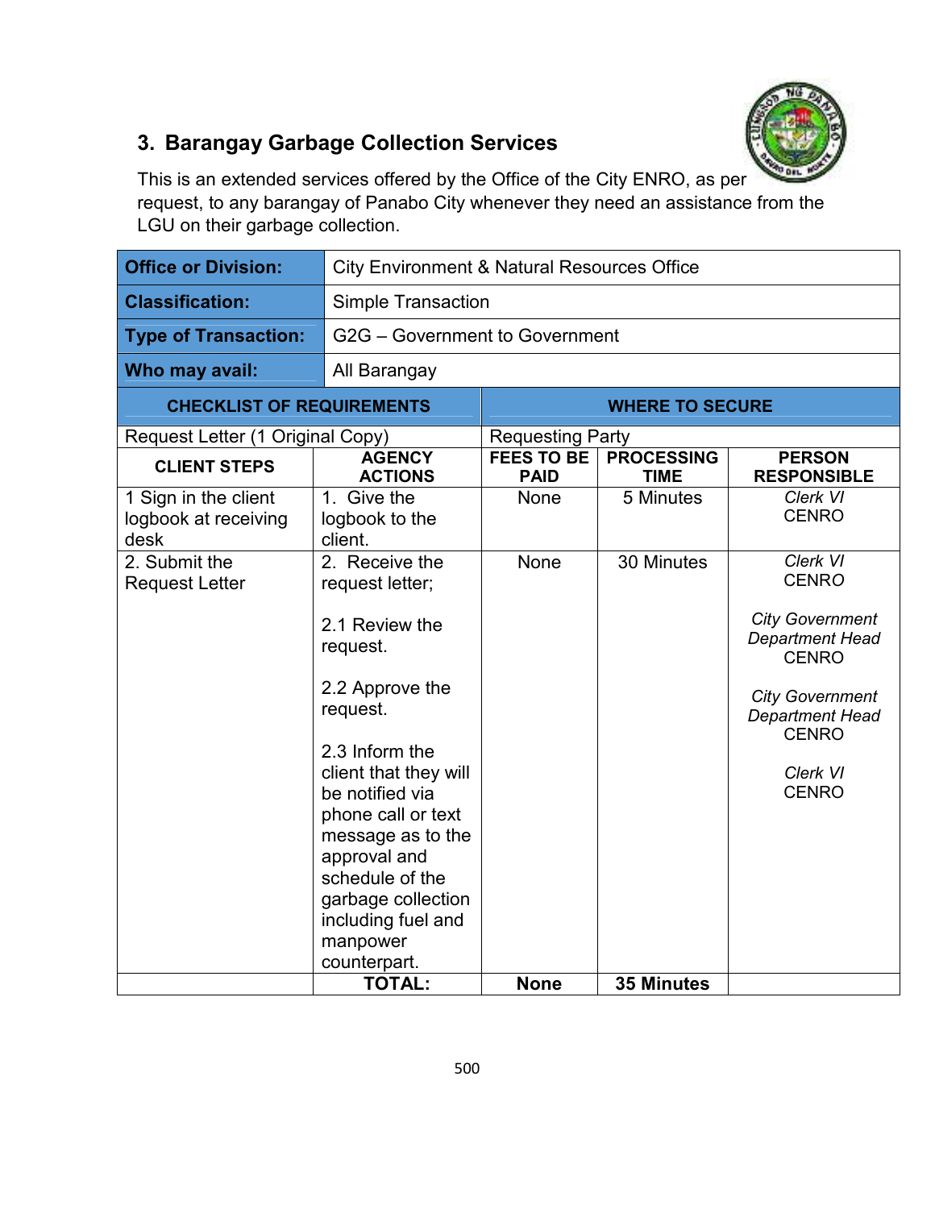### 3. Barangay Garbage Collection Services

This is an extended services offered by the Office of the City ENRO, as per request, to any barangay of Panabo City whenever they need an assistance from the LGU on their garbage collection.

| **Office or Division:** | City Environment & Natural Resources Office | | | |
|---|---|---|---|---|
| **Classification:** | Simple Transaction | | | |
| **Type of Transaction:** | G2G – Government to Government | | | |
| **Who may avail:** | All Barangay | | | |
| **CHECKLIST OF REQUIREMENTS** | | **WHERE TO SECURE** | | |
| Request Letter (1 Original Copy) | | Requesting Party | | |
| **CLIENT STEPS** | **AGENCY ACTIONS** | **FEES TO BE PAID** | **PROCESSING TIME** | **PERSON RESPONSIBLE** |
| 1 Sign in the client logbook at receiving desk | 1. Give the logbook to the client. | None | 5 Minutes | *Clerk VI* CENRO |
| 2. Submit the Request Letter | 2. Receive the request letter;<br><br>2.1 Review the request.<br><br>2.2 Approve the request.<br><br>2.3 Inform the client that they will be notified via phone call or text message as to the approval and schedule of the garbage collection including fuel and manpower counterpart. | None | 30 Minutes | *Clerk VI* CENRO<br><br>*City Government Department Head* CENRO<br><br>*City Government Department Head* CENRO<br><br>*Clerk VI* CENRO |
| | **TOTAL:** | **None** | **35 Minutes** | |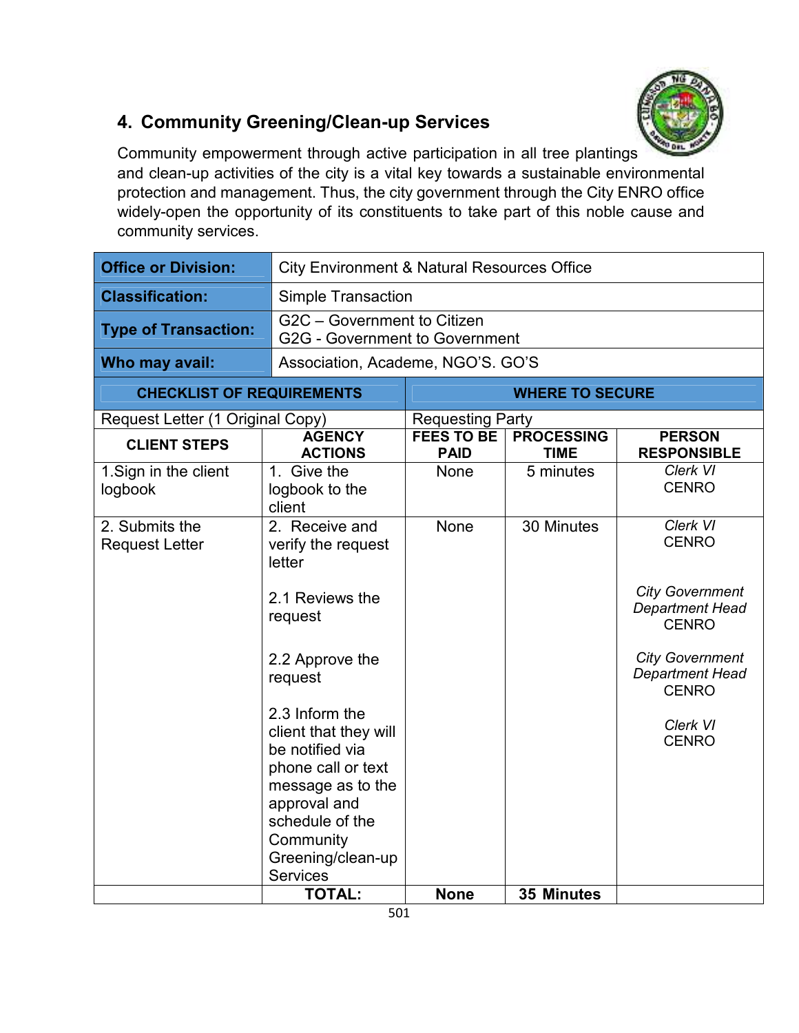## 4. Community Greening/Clean-up Services

Community empowerment through active participation in all tree plantings and clean-up activities of the city is a vital key towards a sustainable environmental protection and management. Thus, the city government through the City ENRO office widely-open the opportunity of its constituents to take part of this noble cause and community services.

| **Office or Division:** | City Environment & Natural Resources Office |
|---|---|
| **Classification:** | Simple Transaction |
| **Type of Transaction:** | G2C – Government to Citizen<br>G2G - Government to Government |
| **Who may avail:** | Association, Academe, NGO'S. GO'S |

| **CHECKLIST OF REQUIREMENTS** | **WHERE TO SECURE** |
|---|---|
| Request Letter (1 Original Copy) | Requesting Party |

| **CLIENT STEPS** | **AGENCY ACTIONS** | **FEES TO BE PAID** | **PROCESSING TIME** | **PERSON RESPONSIBLE** |
|---|---|---|---|---|
| 1.Sign in the client logbook | 1. Give the logbook to the client | None | 5 minutes | *Clerk VI*<br>CENRO |
| 2. Submits the Request Letter | 2. Receive and verify the request letter<br><br>2.1 Reviews the request<br><br>2.2 Approve the request<br><br>2.3 Inform the client that they will be notified via phone call or text message as to the approval and schedule of the Community Greening/clean-up Services | None | 30 Minutes | *Clerk VI*<br>CENRO<br><br>*City Government Department Head*<br>CENRO<br><br>*City Government Department Head*<br>CENRO<br><br>*Clerk VI*<br>CENRO |
| | **TOTAL:** | **None** | **35 Minutes** | |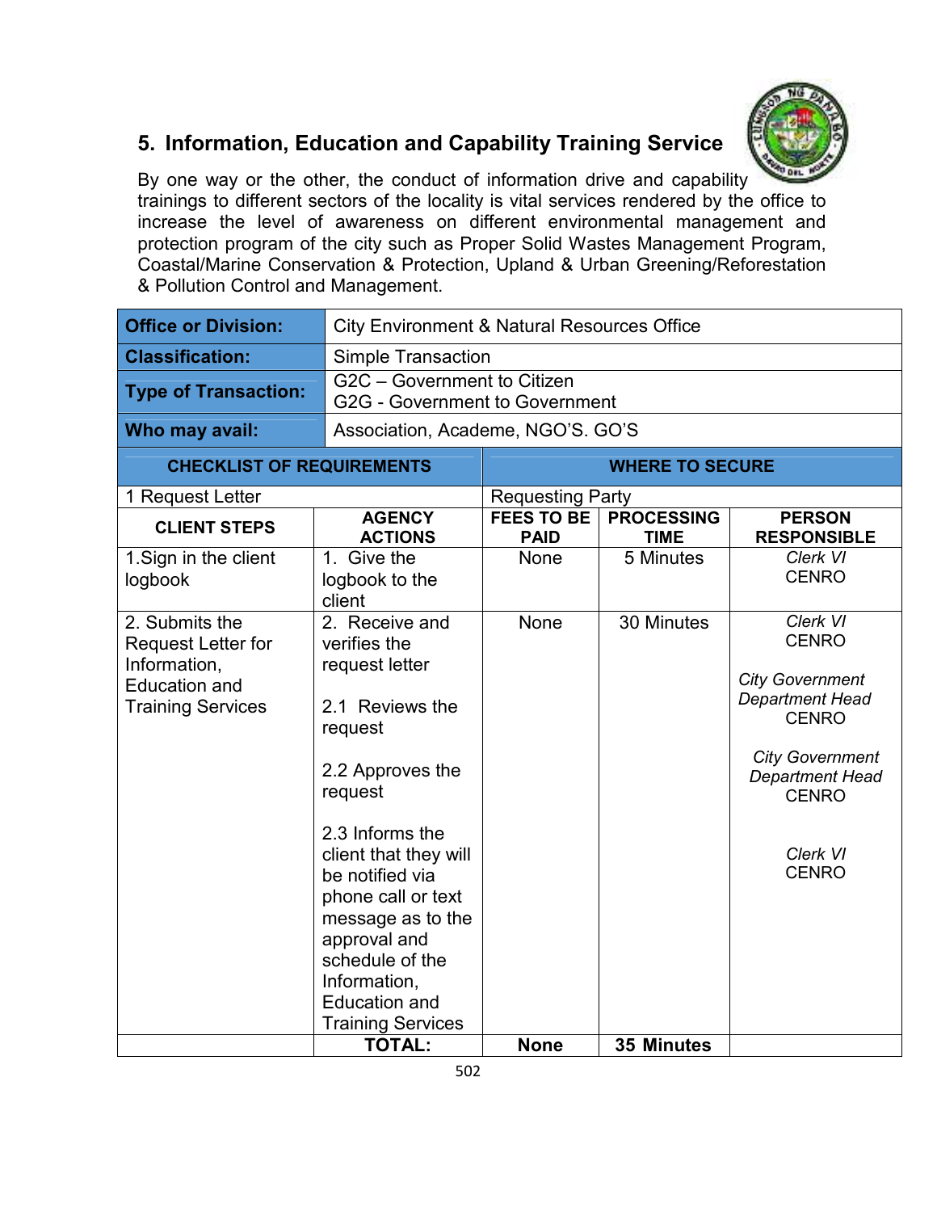## 5. Information, Education and Capability Training Service

By one way or the other, the conduct of information drive and capability trainings to different sectors of the locality is vital services rendered by the office to increase the level of awareness on different environmental management and protection program of the city such as Proper Solid Wastes Management Program, Coastal/Marine Conservation & Protection, Upland & Urban Greening/Reforestation & Pollution Control and Management.

| **Office or Division:** | City Environment & Natural Resources Office | | | |
|---|---|---|---|---|
| **Classification:** | Simple Transaction | | | |
| **Type of Transaction:** | G2C – Government to Citizen<br>G2G - Government to Government | | | |
| **Who may avail:** | Association, Academe, NGO'S. GO'S | | | |
| **CHECKLIST OF REQUIREMENTS** | | **WHERE TO SECURE** | | |
| 1 Request Letter | | Requesting Party | | |
| **CLIENT STEPS** | **AGENCY ACTIONS** | **FEES TO BE PAID** | **PROCESSING TIME** | **PERSON RESPONSIBLE** |
| 1.Sign in the client logbook | 1. Give the logbook to the client | None | 5 Minutes | *Clerk VI*<br>CENRO |
| 2. Submits the Request Letter for Information, Education and Training Services | 2. Receive and verifies the request letter<br><br>2.1 Reviews the request<br><br>2.2 Approves the request<br><br>2.3 Informs the client that they will be notified via phone call or text message as to the approval and schedule of the Information, Education and Training Services | None | 30 Minutes | *Clerk VI*<br>CENRO<br><br>*City Government Department Head*<br>CENRO<br><br>*City Government Department Head*<br>CENRO<br><br>*Clerk VI*<br>CENRO |
| | **TOTAL:** | **None** | **35 Minutes** | |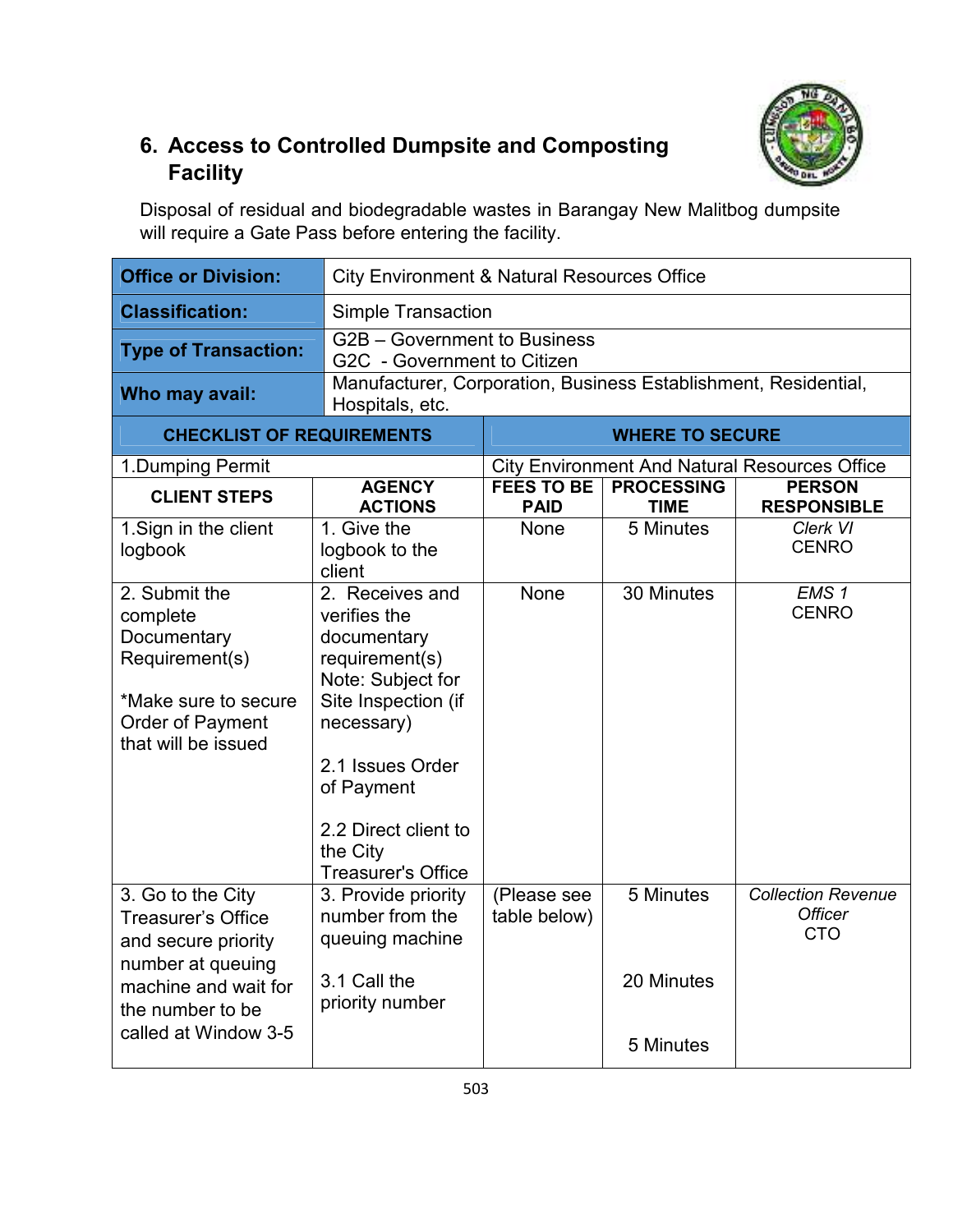## 6. Access to Controlled Dumpsite and Composting Facility

Disposal of residual and biodegradable wastes in Barangay New Malitbog dumpsite will require a Gate Pass before entering the facility.

| **Office or Division:** | City Environment & Natural Resources Office | | | |
|---|---|---|---|---|
| **Classification:** | Simple Transaction | | | |
| **Type of Transaction:** | G2B – Government to Business<br>G2C - Government to Citizen | | | |
| **Who may avail:** | Manufacturer, Corporation, Business Establishment, Residential, Hospitals, etc. | | | |
| **CHECKLIST OF REQUIREMENTS** | | **WHERE TO SECURE** | | |
| 1.Dumping Permit | | City Environment And Natural Resources Office | | |
| **CLIENT STEPS** | **AGENCY ACTIONS** | **FEES TO BE PAID** | **PROCESSING TIME** | **PERSON RESPONSIBLE** |
| 1.Sign in the client logbook | 1. Give the logbook to the client | None | 5 Minutes | *Clerk VI*<br>CENRO |
| 2. Submit the complete Documentary Requirement(s)<br><br>*Make sure to secure Order of Payment that will be issued | 2. Receives and verifies the documentary requirement(s)<br>Note: Subject for Site Inspection (if necessary)<br><br>2.1 Issues Order of Payment<br><br>2.2 Direct client to the City Treasurer's Office | None | 30 Minutes | *EMS 1*<br>CENRO |
| 3. Go to the City Treasurer's Office and secure priority number at queuing machine and wait for the number to be called at Window 3-5 | 3. Provide priority number from the queuing machine<br><br>3.1 Call the priority number | (Please see table below) | 5 Minutes<br><br>20 Minutes<br><br>5 Minutes | *Collection Revenue Officer*<br>CTO |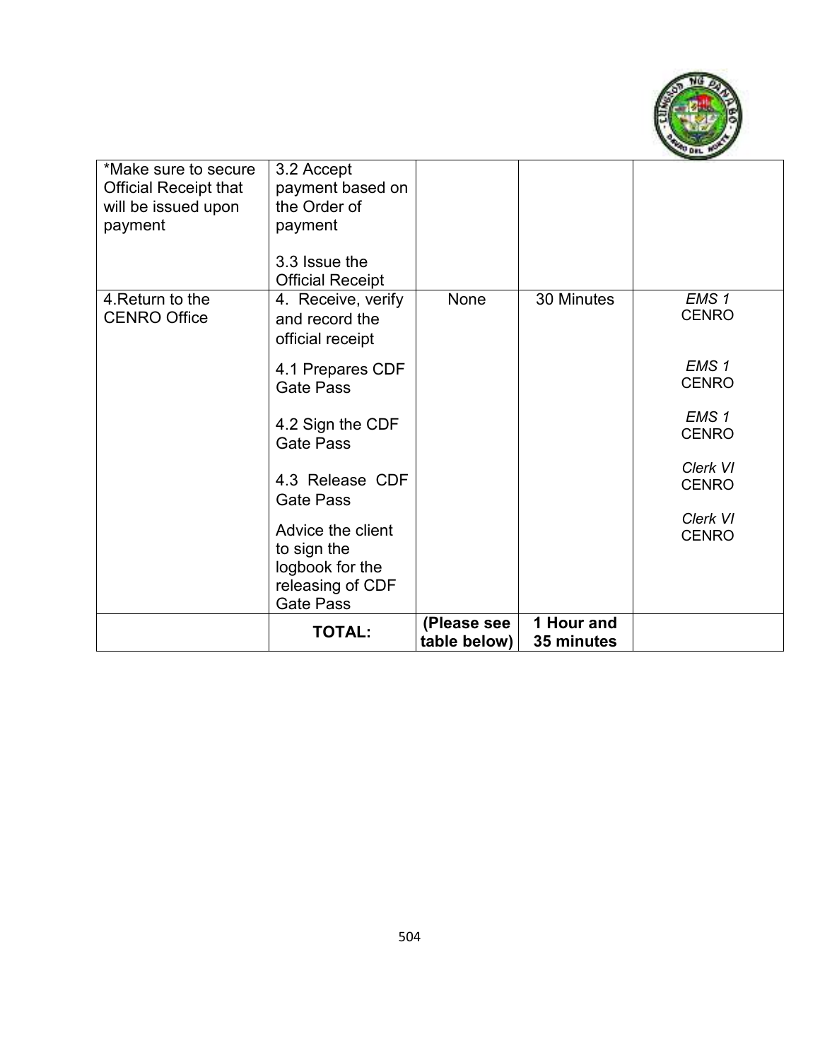| | | | | |
|---|---|---|---|---|
| *Make sure to secure Official Receipt that will be issued upon payment | 3.2 Accept payment based on the Order of payment<br><br>3.3 Issue the Official Receipt | | | |
| 4.Return to the CENRO Office | 4. Receive, verify and record the official receipt<br><br>4.1 Prepares CDF Gate Pass<br><br>4.2 Sign the CDF Gate Pass<br><br>4.3 Release CDF Gate Pass<br><br>Advice the client to sign the logbook for the releasing of CDF Gate Pass | None | 30 Minutes | *EMS 1* CENRO<br><br>*EMS 1* CENRO<br><br>*EMS 1* CENRO<br><br>*Clerk VI* CENRO<br><br>*Clerk VI* CENRO |
| | **TOTAL:** | **(Please see table below)** | **1 Hour and 35 minutes** | |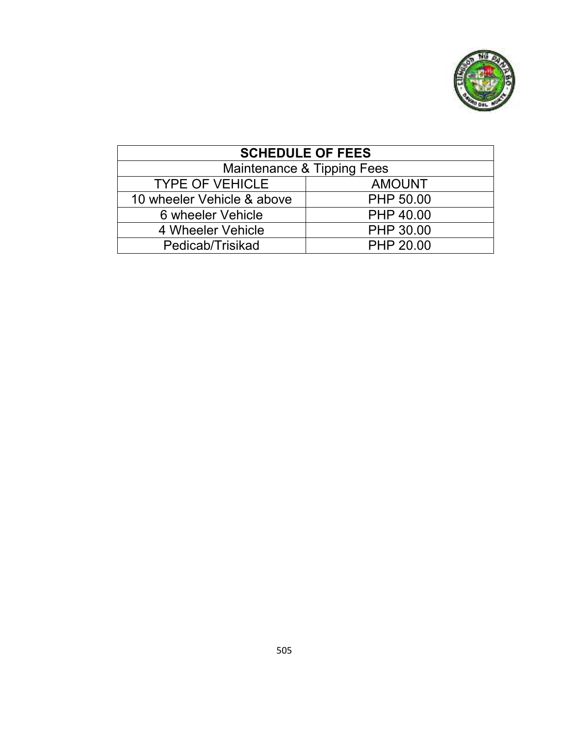| SCHEDULE OF FEES | |
|---|---|
| Maintenance & Tipping Fees | |
| TYPE OF VEHICLE | AMOUNT |
| 10 wheeler Vehicle & above | PHP 50.00 |
| 6 wheeler Vehicle | PHP 40.00 |
| 4 Wheeler Vehicle | PHP 30.00 |
| Pedicab/Trisikad | PHP 20.00 |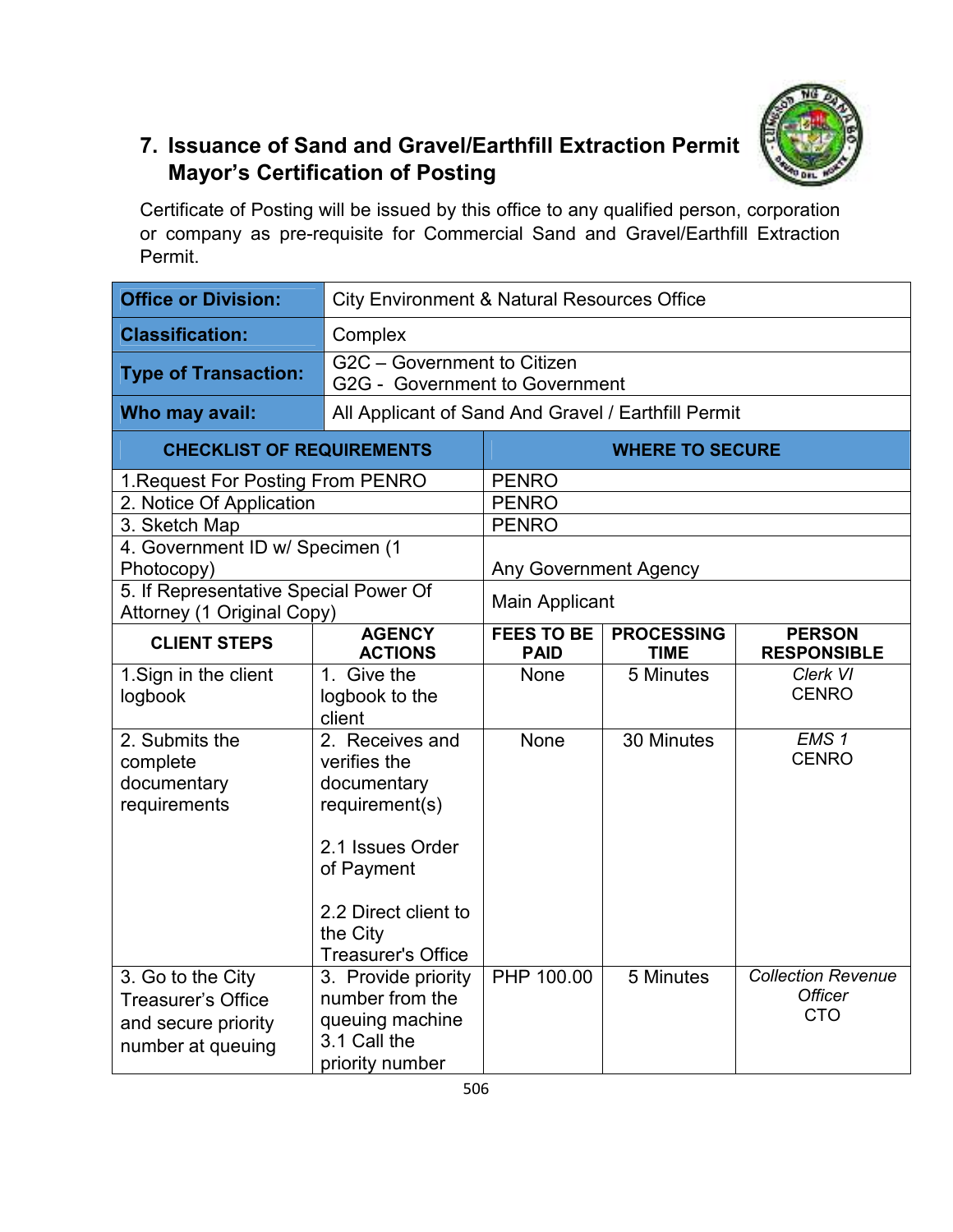## 7. Issuance of Sand and Gravel/Earthfill Extraction Permit Mayor's Certification of Posting

Certificate of Posting will be issued by this office to any qualified person, corporation or company as pre-requisite for Commercial Sand and Gravel/Earthfill Extraction Permit.

| **Office or Division:** | City Environment & Natural Resources Office |
|---|---|
| **Classification:** | Complex |
| **Type of Transaction:** | G2C – Government to Citizen<br>G2G - Government to Government |
| **Who may avail:** | All Applicant of Sand And Gravel / Earthfill Permit |

| CHECKLIST OF REQUIREMENTS | WHERE TO SECURE |
|---|---|
| 1.Request For Posting From PENRO | PENRO |
| 2. Notice Of Application | PENRO |
| 3. Sketch Map | PENRO |
| 4. Government ID w/ Specimen (1 Photocopy) | Any Government Agency |
| 5. If Representative Special Power Of Attorney (1 Original Copy) | Main Applicant |

| CLIENT STEPS | AGENCY ACTIONS | FEES TO BE PAID | PROCESSING TIME | PERSON RESPONSIBLE |
|---|---|---|---|---|
| 1.Sign in the client logbook | 1. Give the logbook to the client | None | 5 Minutes | *Clerk VI*<br>CENRO |
| 2. Submits the complete documentary requirements | 2. Receives and verifies the documentary requirement(s)<br><br>2.1 Issues Order of Payment<br><br>2.2 Direct client to the City Treasurer's Office | None | 30 Minutes | *EMS 1*<br>CENRO |
| 3. Go to the City Treasurer's Office and secure priority number at queuing | 3. Provide priority number from the queuing machine<br>3.1 Call the priority number | PHP 100.00 | 5 Minutes | *Collection Revenue Officer*<br>CTO |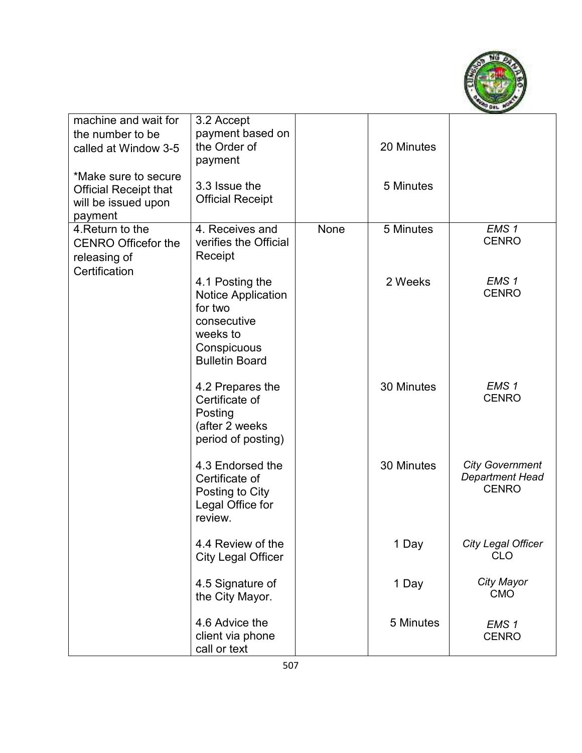| | | | | |
|---|---|---|---|---|
| machine and wait for the number to be called at Window 3-5<br><br>*Make sure to secure Official Receipt that will be issued upon payment | 3.2 Accept payment based on the Order of payment<br><br>3.3 Issue the Official Receipt | | 20 Minutes<br><br>5 Minutes | |
| 4.Return to the CENRO Officefor the releasing of Certification | 4. Receives and verifies the Official Receipt | None | 5 Minutes | *EMS 1*<br>CENRO |
| | 4.1 Posting the Notice Application for two consecutive weeks to Conspicuous Bulletin Board | | 2 Weeks | *EMS 1*<br>CENRO |
| | 4.2 Prepares the Certificate of Posting (after 2 weeks period of posting) | | 30 Minutes | *EMS 1*<br>CENRO |
| | 4.3 Endorsed the Certificate of Posting to City Legal Office for review. | | 30 Minutes | *City Government Department Head*<br>CENRO |
| | 4.4 Review of the City Legal Officer | | 1 Day | *City Legal Officer*<br>CLO |
| | 4.5 Signature of the City Mayor. | | 1 Day | *City Mayor*<br>CMO |
| | 4.6 Advice the client via phone call or text | | 5 Minutes | *EMS 1*<br>CENRO |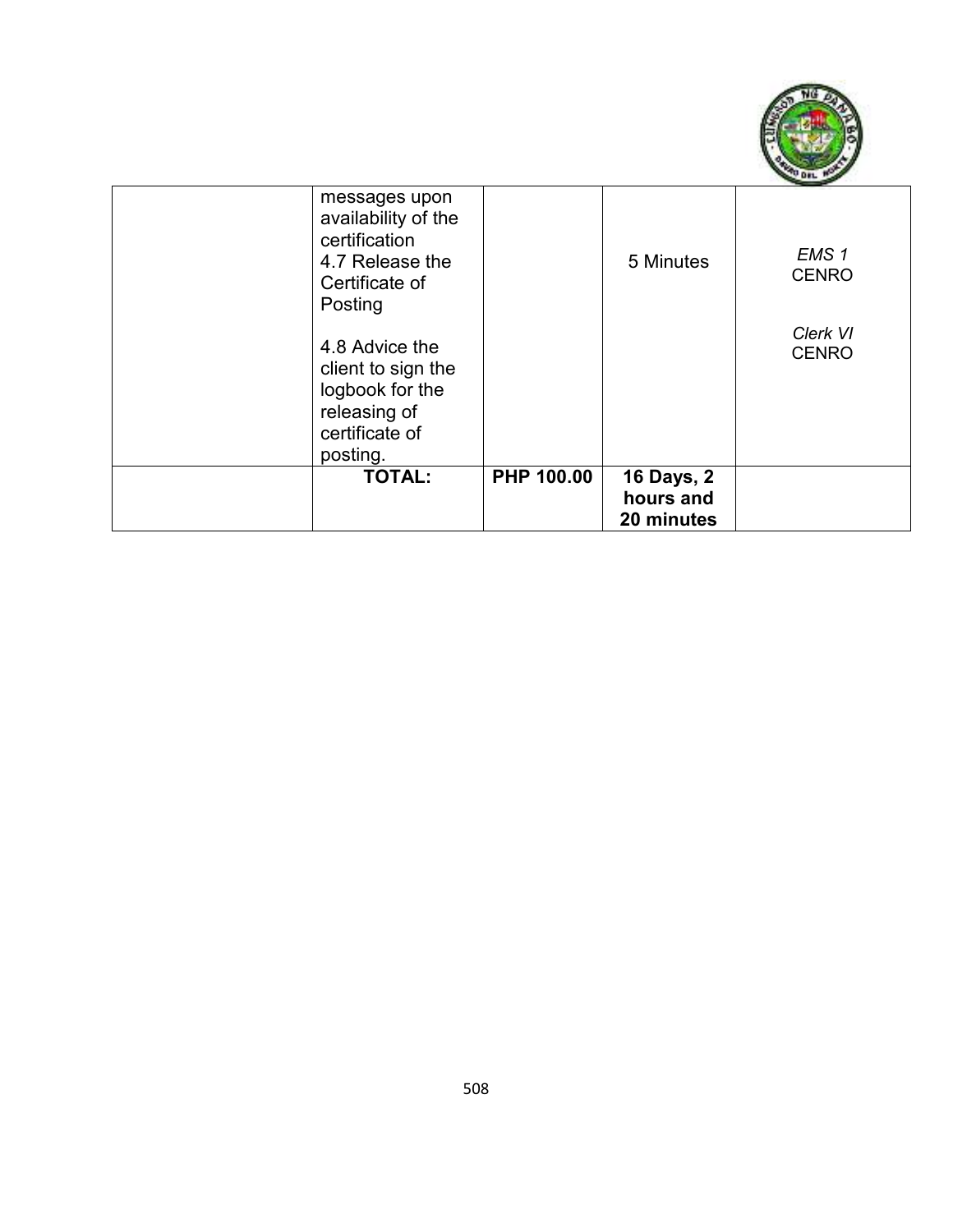|  | messages upon availability of the certification<br>4.7 Release the Certificate of Posting<br><br>4.8 Advice the client to sign the logbook for the releasing of certificate of posting. |  | 5 Minutes | *EMS 1*<br>CENRO<br><br>*Clerk VI*<br>CENRO |
|---|---|---|---|---|
|  | **TOTAL:** | **PHP 100.00** | **16 Days, 2 hours and 20 minutes** |  |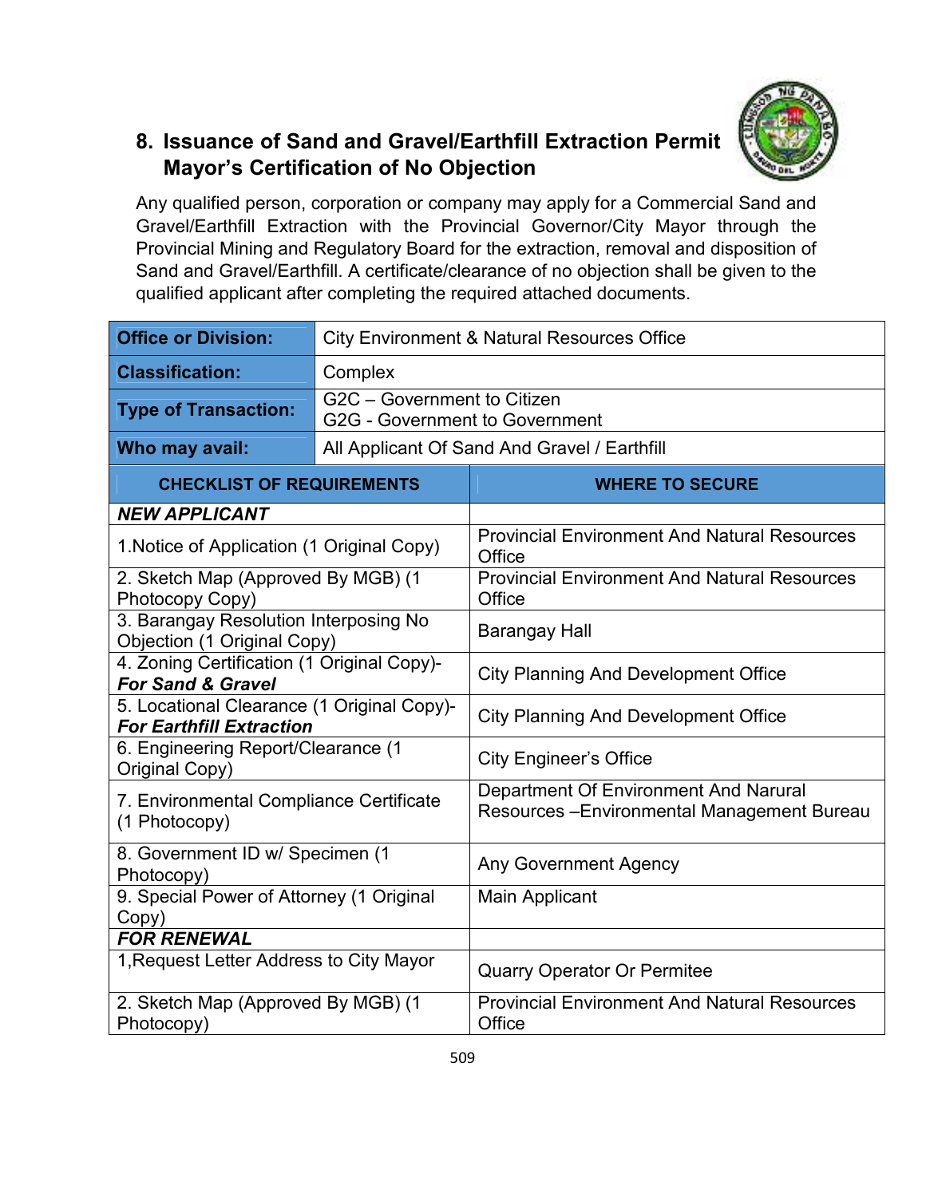## 8. Issuance of Sand and Gravel/Earthfill Extraction Permit Mayor's Certification of No Objection

Any qualified person, corporation or company may apply for a Commercial Sand and Gravel/Earthfill Extraction with the Provincial Governor/City Mayor through the Provincial Mining and Regulatory Board for the extraction, removal and disposition of Sand and Gravel/Earthfill. A certificate/clearance of no objection shall be given to the qualified applicant after completing the required attached documents.

| **Office or Division:** | City Environment & Natural Resources Office |
|---|---|
| **Classification:** | Complex |
| **Type of Transaction:** | G2C – Government to Citizen<br>G2G - Government to Government |
| **Who may avail:** | All Applicant Of Sand And Gravel / Earthfill |

| **CHECKLIST OF REQUIREMENTS** | **WHERE TO SECURE** |
|---|---|
| ***NEW APPLICANT*** | |
| 1.Notice of Application (1 Original Copy) | Provincial Environment And Natural Resources Office |
| 2. Sketch Map (Approved By MGB) (1 Photocopy Copy) | Provincial Environment And Natural Resources Office |
| 3. Barangay Resolution Interposing No Objection (1 Original Copy) | Barangay Hall |
| 4. Zoning Certification (1 Original Copy)- ***For Sand & Gravel*** | City Planning And Development Office |
| 5. Locational Clearance (1 Original Copy)- ***For Earthfill Extraction*** | City Planning And Development Office |
| 6. Engineering Report/Clearance (1 Original Copy) | City Engineer's Office |
| 7. Environmental Compliance Certificate (1 Photocopy) | Department Of Environment And Narural Resources –Environmental Management Bureau |
| 8. Government ID w/ Specimen (1 Photocopy) | Any Government Agency |
| 9. Special Power of Attorney (1 Original Copy) | Main Applicant |
| ***FOR RENEWAL*** | |
| 1,Request Letter Address to City Mayor | Quarry Operator Or Permitee |
| 2. Sketch Map (Approved By MGB) (1 Photocopy) | Provincial Environment And Natural Resources Office |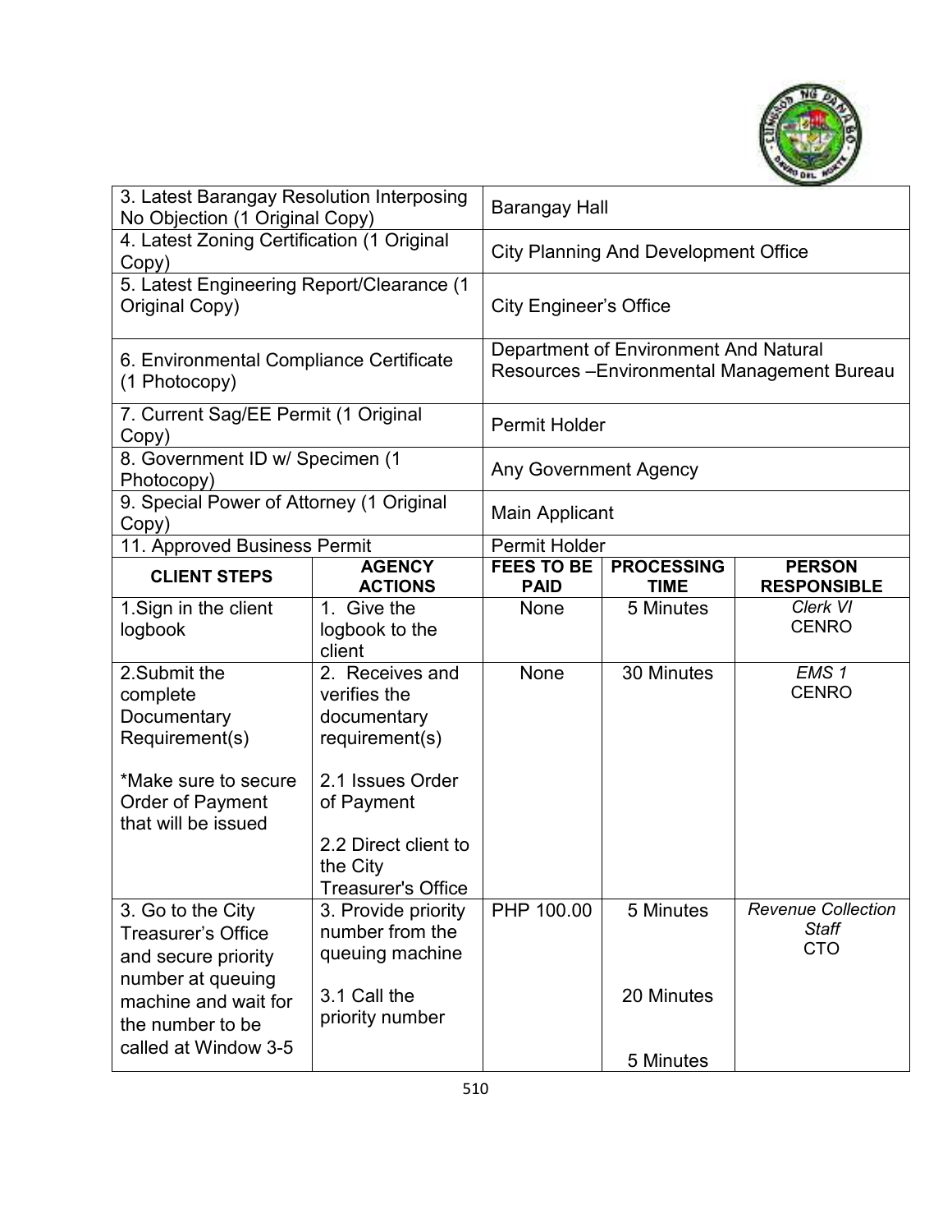| 3. Latest Barangay Resolution Interposing No Objection (1 Original Copy) | Barangay Hall |
|---|---|
| 4. Latest Zoning Certification (1 Original Copy) | City Planning And Development Office |
| 5. Latest Engineering Report/Clearance (1 Original Copy) | City Engineer's Office |
| 6. Environmental Compliance Certificate (1 Photocopy) | Department of Environment And Natural Resources –Environmental Management Bureau |
| 7. Current Sag/EE Permit (1 Original Copy) | Permit Holder |
| 8. Government ID w/ Specimen (1 Photocopy) | Any Government Agency |
| 9. Special Power of Attorney (1 Original Copy) | Main Applicant |
| 11. Approved Business Permit | Permit Holder |

| CLIENT STEPS | AGENCY ACTIONS | FEES TO BE PAID | PROCESSING TIME | PERSON RESPONSIBLE |
|---|---|---|---|---|
| 1.Sign in the client logbook | 1. Give the logbook to the client | None | 5 Minutes | *Clerk VI* CENRO |
| 2.Submit the complete Documentary Requirement(s)<br><br>*Make sure to secure Order of Payment that will be issued | 2. Receives and verifies the documentary requirement(s)<br><br>2.1 Issues Order of Payment<br><br>2.2 Direct client to the City Treasurer's Office | None | 30 Minutes | *EMS 1* CENRO |
| 3. Go to the City Treasurer's Office and secure priority number at queuing machine and wait for the number to be called at Window 3-5 | 3. Provide priority number from the queuing machine<br><br>3.1 Call the priority number | PHP 100.00 | 5 Minutes<br><br>20 Minutes<br><br>5 Minutes | *Revenue Collection Staff* CTO |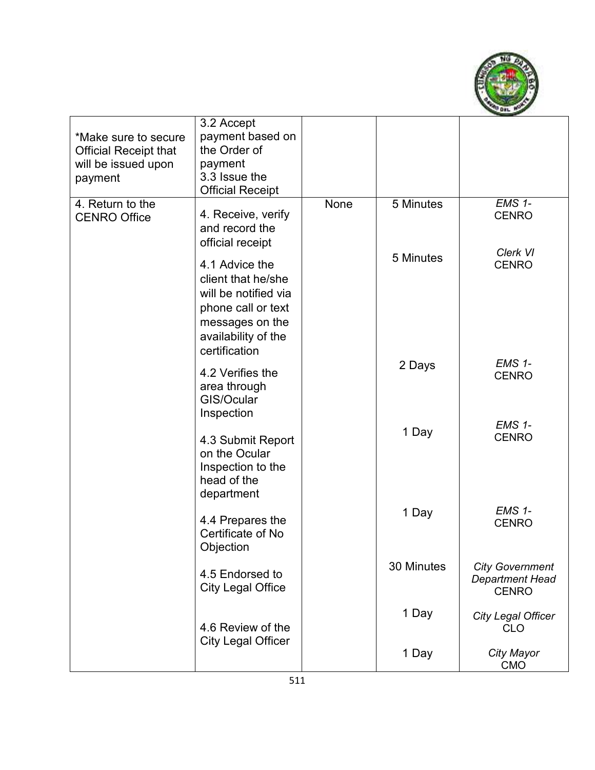| | | | | |
|---|---|---|---|---|
| *Make sure to secure Official Receipt that will be issued upon payment | 3.2 Accept payment based on the Order of payment<br>3.3 Issue the Official Receipt | | | |
| 4. Return to the CENRO Office | 4. Receive, verify and record the official receipt | None | 5 Minutes | *EMS 1-* CENRO |
| | 4.1 Advice the client that he/she will be notified via phone call or text messages on the availability of the certification | | 5 Minutes | *Clerk VI* CENRO |
| | 4.2 Verifies the area through GIS/Ocular Inspection | | 2 Days | *EMS 1-* CENRO |
| | 4.3 Submit Report on the Ocular Inspection to the head of the department | | 1 Day | *EMS 1-* CENRO |
| | 4.4 Prepares the Certificate of No Objection | | 1 Day | *EMS 1-* CENRO |
| | 4.5 Endorsed to City Legal Office | | 30 Minutes | *City Government Department Head* CENRO |
| | 4.6 Review of the City Legal Officer | | 1 Day | *City Legal Officer* CLO |
| | | | 1 Day | *City Mayor* CMO |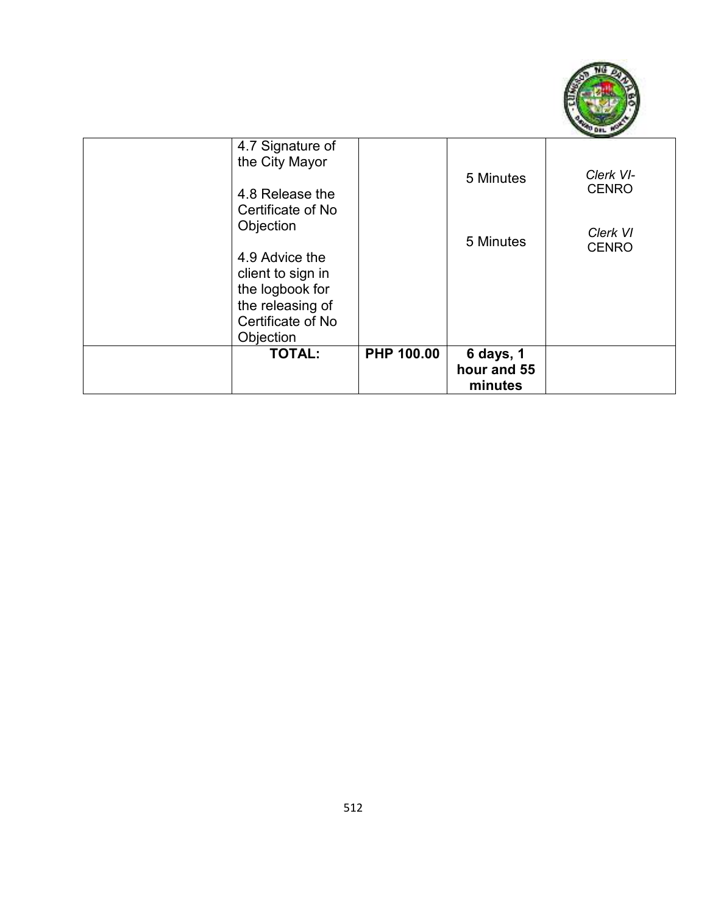| | | | | |
|---|---|---|---|---|
| | 4.7 Signature of the City Mayor<br><br>4.8 Release the Certificate of No Objection<br><br>4.9 Advice the client to sign in the logbook for the releasing of Certificate of No Objection | | 5 Minutes<br><br>5 Minutes | *Clerk VI-* CENRO<br><br>*Clerk VI* CENRO |
| | **TOTAL:** | **PHP 100.00** | **6 days, 1 hour and 55 minutes** | |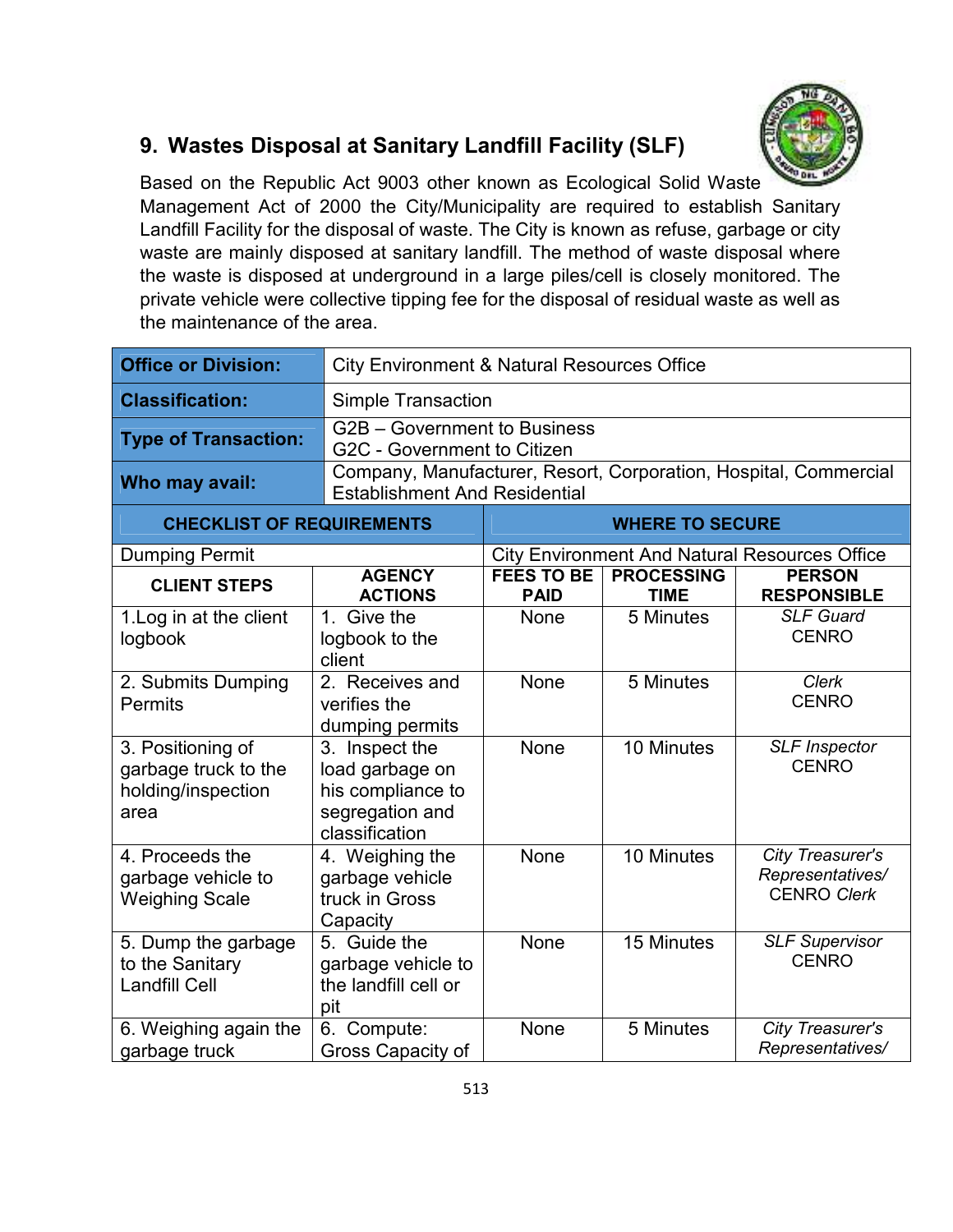## 9. Wastes Disposal at Sanitary Landfill Facility (SLF)

Based on the Republic Act 9003 other known as Ecological Solid Waste Management Act of 2000 the City/Municipality are required to establish Sanitary Landfill Facility for the disposal of waste. The City is known as refuse, garbage or city waste are mainly disposed at sanitary landfill. The method of waste disposal where the waste is disposed at underground in a large piles/cell is closely monitored. The private vehicle were collective tipping fee for the disposal of residual waste as well as the maintenance of the area.

| **Office or Division:** | City Environment & Natural Resources Office | | | |
|---|---|---|---|---|
| **Classification:** | Simple Transaction | | | |
| **Type of Transaction:** | G2B – Government to Business<br>G2C - Government to Citizen | | | |
| **Who may avail:** | Company, Manufacturer, Resort, Corporation, Hospital, Commercial Establishment And Residential | | | |
| **CHECKLIST OF REQUIREMENTS** | | **WHERE TO SECURE** | | |
| Dumping Permit | | City Environment And Natural Resources Office | | |
| **CLIENT STEPS** | **AGENCY ACTIONS** | **FEES TO BE PAID** | **PROCESSING TIME** | **PERSON RESPONSIBLE** |
| 1.Log in at the client logbook | 1. Give the logbook to the client | None | 5 Minutes | *SLF Guard*<br>CENRO |
| 2. Submits Dumping Permits | 2. Receives and verifies the dumping permits | None | 5 Minutes | *Clerk*<br>CENRO |
| 3. Positioning of garbage truck to the holding/inspection area | 3. Inspect the load garbage on his compliance to segregation and classification | None | 10 Minutes | *SLF Inspector*<br>CENRO |
| 4. Proceeds the garbage vehicle to Weighing Scale | 4. Weighing the garbage vehicle truck in Gross Capacity | None | 10 Minutes | *City Treasurer's Representatives/*<br>CENRO *Clerk* |
| 5. Dump the garbage to the Sanitary Landfill Cell | 5. Guide the garbage vehicle to the landfill cell or pit | None | 15 Minutes | *SLF Supervisor*<br>CENRO |
| 6. Weighing again the garbage truck | 6. Compute: Gross Capacity of | None | 5 Minutes | *City Treasurer's Representatives/* |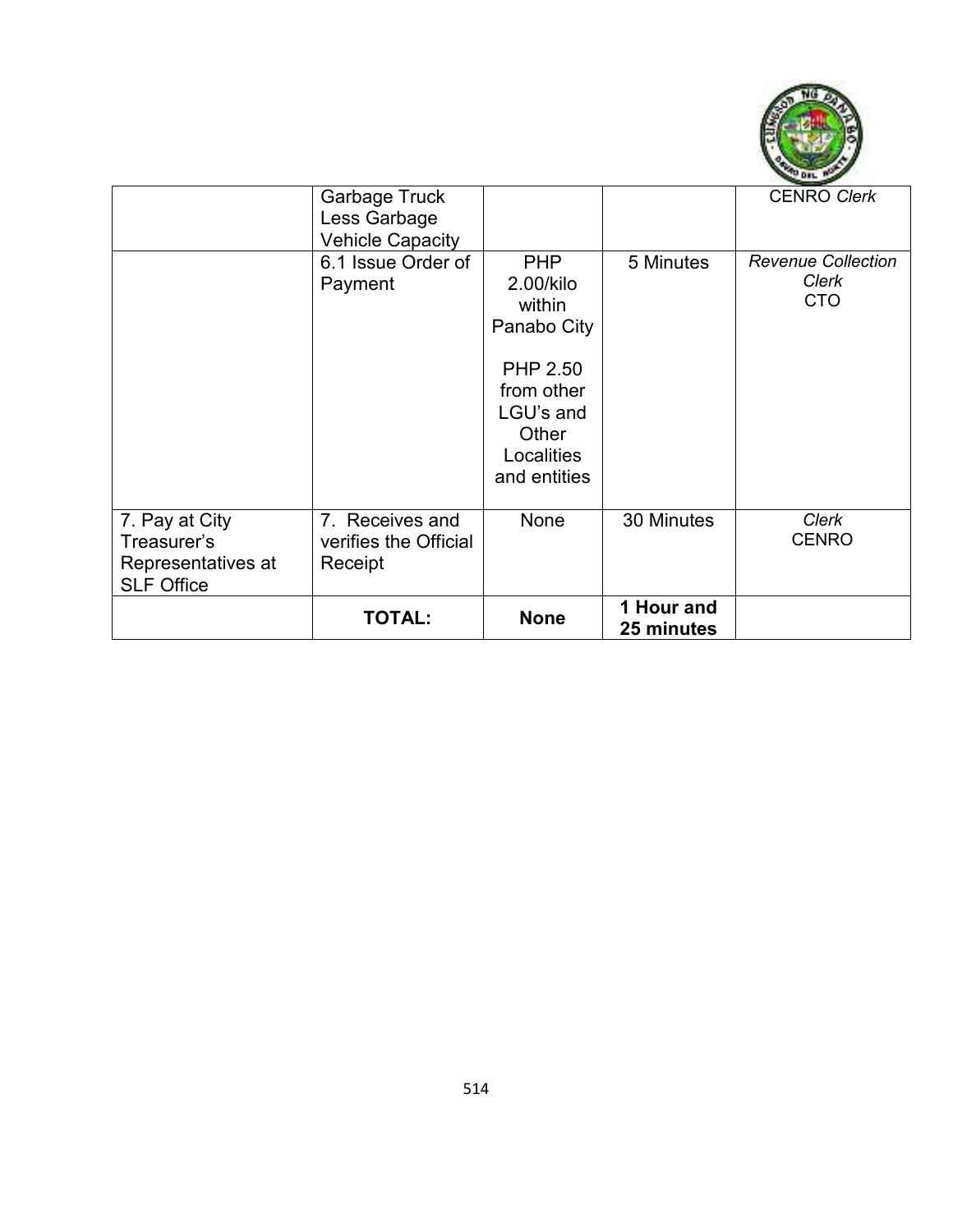| | | | | |
|---|---|---|---|---|
| | Garbage Truck Less Garbage Vehicle Capacity | | | CENRO *Clerk* |
| | 6.1 Issue Order of Payment | PHP 2.00/kilo within Panabo City<br><br>PHP 2.50 from other LGU's and Other Localities and entities | 5 Minutes | *Revenue Collection Clerk*<br>CTO |
| 7. Pay at City Treasurer's Representatives at SLF Office | 7. Receives and verifies the Official Receipt | None | 30 Minutes | *Clerk*<br>CENRO |
| | **TOTAL:** | **None** | **1 Hour and 25 minutes** | |